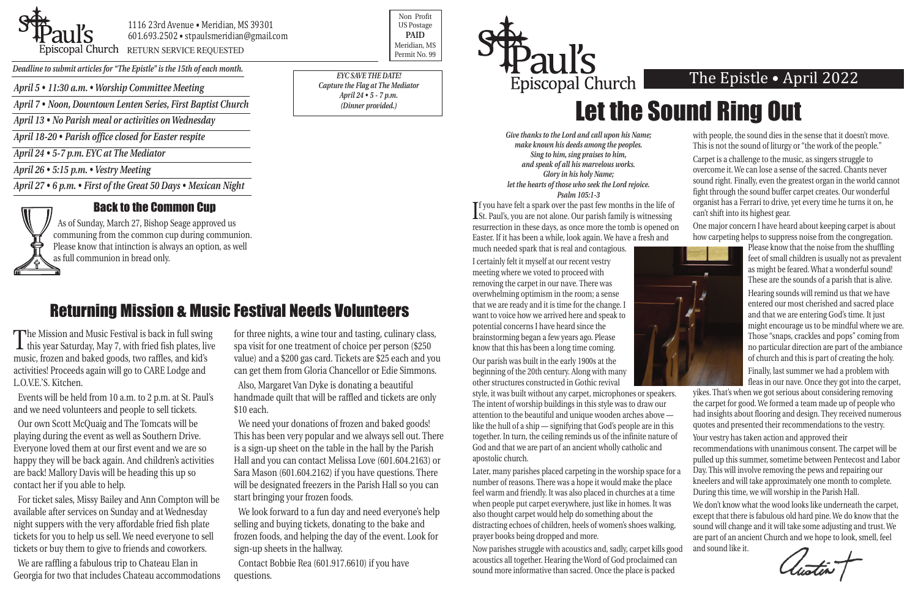St. Paul's Episcopal Church

1116 23rd Avenue • Meridian, MS 39301
601.693.2502 • stpaulsmeridian@gmail.com
RETURN SERVICE REQUESTED

Non Profit
US Postage
**PAID**
Meridian, MS
Permit No. 99

*Deadline to submit articles for "The Epistle" is the 15th of each month.*

*April 5 • 11:30 a.m. • Worship Committee Meeting*

*April 7 • Noon, Downtown Lenten Series, First Baptist Church*

*April 13 • No Parish meal or activities on Wednesday*

*April 18-20 • Parish office closed for Easter respite*

*April 24 • 5-7 p.m. EYC at The Mediator*

*April 26 • 5:15 p.m. • Vestry Meeting*

*April 27 • 6 p.m. • First of the Great 50 Days • Mexican Night*

*EYC SAVE THE DATE!*
*Capture the Flag at The Mediator*
*April 24 • 5 - 7 p.m.*
*(Dinner provided.)*

## Back to the Common Cup

As of Sunday, March 27, Bishop Seage approved us communing from the common cup during communion. Please know that intinction is always an option, as well as full communion in bread only.

## Returning Mission & Music Festival Needs Volunteers

The Mission and Music Festival is back in full swing this year Saturday, May 7, with fried fish plates, live music, frozen and baked goods, two raffles, and kid's activities! Proceeds again will go to CARE Lodge and L.O.V.E.'S. Kitchen.

Events will be held from 10 a.m. to 2 p.m. at St. Paul's and we need volunteers and people to sell tickets.

Our own Scott McQuaig and The Tomcats will be playing during the event as well as Southern Drive. Everyone loved them at our first event and we are so happy they will be back again. And children's activities are back! Mallory Davis will be heading this up so contact her if you able to help.

For ticket sales, Missy Bailey and Ann Compton will be available after services on Sunday and at Wednesday night suppers with the very affordable fried fish plate tickets for you to help us sell. We need everyone to sell tickets or buy them to give to friends and coworkers.

We are raffling a fabulous trip to Chateau Elan in Georgia for two that includes Chateau accommodations for three nights, a wine tour and tasting, culinary class, spa visit for one treatment of choice per person ($250 value) and a $200 gas card. Tickets are $25 each and you can get them from Gloria Chancellor or Edie Simmons.

Also, Margaret Van Dyke is donating a beautiful handmade quilt that will be raffled and tickets are only $10 each.

We need your donations of frozen and baked goods! This has been very popular and we always sell out. There is a sign-up sheet on the table in the hall by the Parish Hall and you can contact Melissa Love (601.604.2163) or Sara Mason (601.604.2162) if you have questions. There will be designated freezers in the Parish Hall so you can start bringing your frozen foods.

We look forward to a fun day and need everyone's help selling and buying tickets, donating to the bake and frozen foods, and helping the day of the event. Look for sign-up sheets in the hallway.

Contact Bobbie Rea (601.917.6610) if you have questions.

St. Paul's Episcopal Church

The Epistle • April 2022

# Let the Sound Ring Out

*Give thanks to the Lord and call upon his Name;*
*make known his deeds among the peoples.*
*Sing to him, sing praises to him,*
*and speak of all his marvelous works.*
*Glory in his holy Name;*
*let the hearts of those who seek the Lord rejoice.*
*Psalm 105:1-3*

If you have felt a spark over the past few months in the life of St. Paul's, you are not alone. Our parish family is witnessing resurrection in these days, as once more the tomb is opened on Easter. If it has been a while, look again. We have a fresh and much needed spark that is real and contagious.

I certainly felt it myself at our recent vestry meeting where we voted to proceed with removing the carpet in our nave. There was overwhelming optimism in the room; a sense that we are ready and it is time for the change. I want to voice how we arrived here and speak to potential concerns I have heard since the brainstorming began a few years ago. Please know that this has been a long time coming.

Our parish was built in the early 1900s at the beginning of the 20th century. Along with many other structures constructed in Gothic revival style, it was built without any carpet, microphones or speakers. The intent of worship buildings in this style was to draw our attention to the beautiful and unique wooden arches above — like the hull of a ship — signifying that God's people are in this together. In turn, the ceiling reminds us of the infinite nature of God and that we are part of an ancient wholly catholic and apostolic church.

Later, many parishes placed carpeting in the worship space for a number of reasons. There was a hope it would make the place feel warm and friendly. It was also placed in churches at a time when people put carpet everywhere, just like in homes. It was also thought carpet would help do something about the distracting echoes of children, heels of women's shoes walking, prayer books being dropped and more.

Now parishes struggle with acoustics and, sadly, carpet kills good acoustics all together. Hearing the Word of God proclaimed can sound more informative than sacred. Once the place is packed with people, the sound dies in the sense that it doesn't move. This is not the sound of liturgy or "the work of the people."

Carpet is a challenge to the music, as singers struggle to overcome it. We can lose a sense of the sacred. Chants never sound right. Finally, even the greatest organ in the world cannot fight through the sound buffer carpet creates. Our wonderful organist has a Ferrari to drive, yet every time he turns it on, he can't shift into its highest gear.

One major concern I have heard about keeping carpet is about how carpeting helps to suppress noise from the congregation. Please know that the noise from the shuffling feet of small children is usually not as prevalent as might be feared. What a wonderful sound! These are the sounds of a parish that is alive.

Hearing sounds will remind us that we have entered our most cherished and sacred place and that we are entering God's time. It just might encourage us to be mindful where we are. Those "snaps, crackles and pops" coming from no particular direction are part of the ambiance of church and this is part of creating the holy.

Finally, last summer we had a problem with fleas in our nave. Once they got into the carpet, yikes. That's when we got serious about considering removing the carpet for good. We formed a team made up of people who had insights about flooring and design. They received numerous quotes and presented their recommendations to the vestry.

Your vestry has taken action and approved their recommendations with unanimous consent. The carpet will be pulled up this summer, sometime between Pentecost and Labor Day. This will involve removing the pews and repairing our kneelers and will take approximately one month to complete. During this time, we will worship in the Parish Hall.

We don't know what the wood looks like underneath the carpet, except that there is fabulous old hard pine. We do know that the sound will change and it will take some adjusting and trust. We are part of an ancient Church and we hope to look, smell, feel and sound like it.

Austin †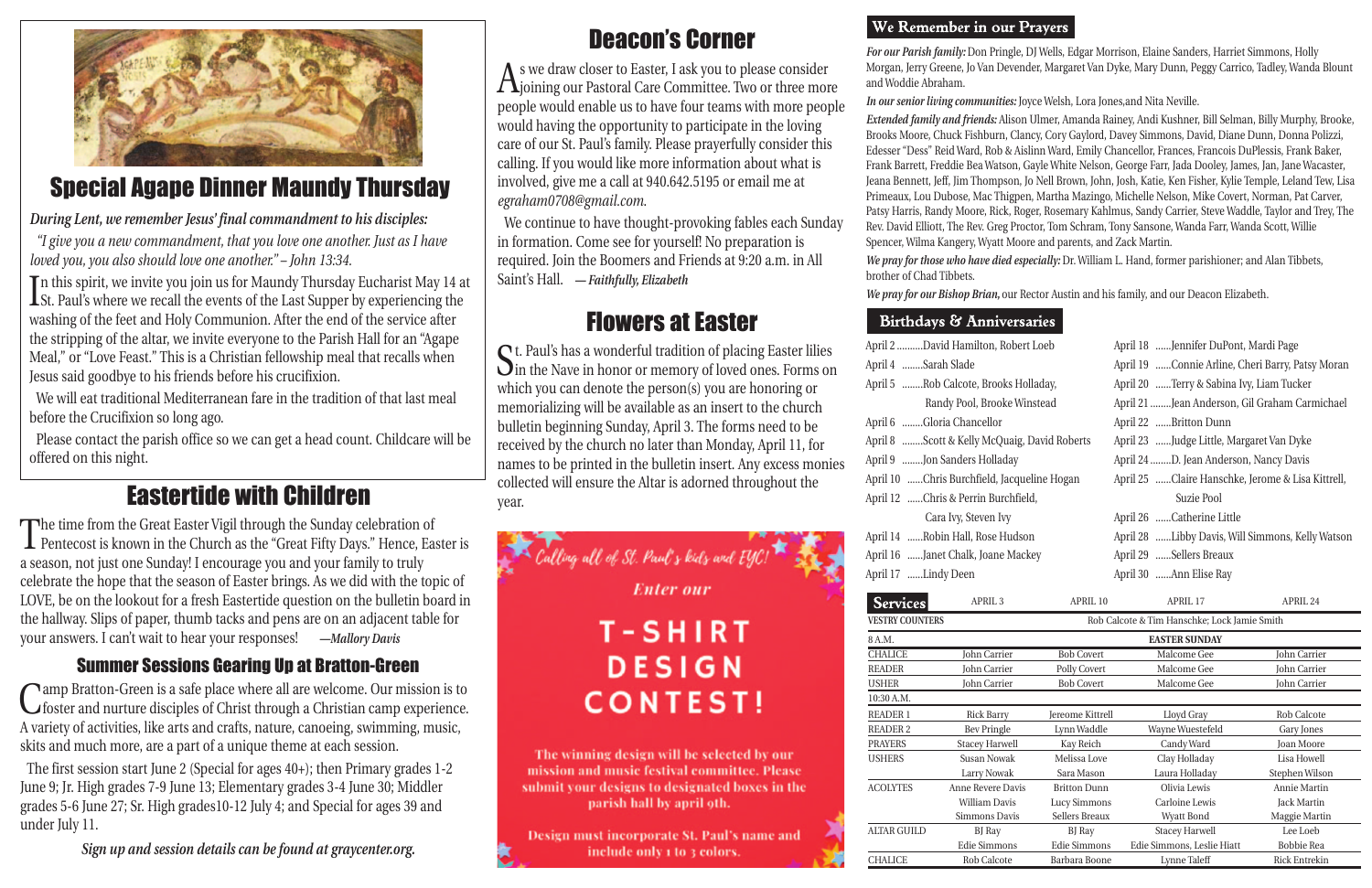## Special Agape Dinner Maundy Thursday

***During Lent, we remember Jesus' final commandment to his disciples:***

*"I give you a new commandment, that you love one another. Just as I have loved you, you also should love one another." – John 13:34.*

In this spirit, we invite you join us for Maundy Thursday Eucharist May 14 at St. Paul's where we recall the events of the Last Supper by experiencing the washing of the feet and Holy Communion. After the end of the service after the stripping of the altar, we invite everyone to the Parish Hall for an "Agape Meal," or "Love Feast." This is a Christian fellowship meal that recalls when Jesus said goodbye to his friends before his crucifixion.

We will eat traditional Mediterranean fare in the tradition of that last meal before the Crucifixion so long ago.

Please contact the parish office so we can get a head count. Childcare will be offered on this night.

## Eastertide with Children

The time from the Great Easter Vigil through the Sunday celebration of Pentecost is known in the Church as the "Great Fifty Days." Hence, Easter is a season, not just one Sunday! I encourage you and your family to truly celebrate the hope that the season of Easter brings. As we did with the topic of LOVE, be on the lookout for a fresh Eastertide question on the bulletin board in the hallway. Slips of paper, thumb tacks and pens are on an adjacent table for your answers. I can't wait to hear your responses! ***—Mallory Davis***

### Summer Sessions Gearing Up at Bratton-Green

Camp Bratton-Green is a safe place where all are welcome. Our mission is to foster and nurture disciples of Christ through a Christian camp experience. A variety of activities, like arts and crafts, nature, canoeing, swimming, music, skits and much more, are a part of a unique theme at each session.

The first session start June 2 (Special for ages 40+); then Primary grades 1-2 June 9; Jr. High grades 7-9 June 13; Elementary grades 3-4 June 30; Middler grades 5-6 June 27; Sr. High grades10-12 July 4; and Special for ages 39 and under July 11.

***Sign up and session details can be found at graycenter.org.***

## Deacon's Corner

As we draw closer to Easter, I ask you to please consider joining our Pastoral Care Committee. Two or three more people would enable us to have four teams with more people would having the opportunity to participate in the loving care of our St. Paul's family. Please prayerfully consider this calling. If you would like more information about what is involved, give me a call at 940.642.5195 or email me at *egraham0708@gmail.com.*

We continue to have thought-provoking fables each Sunday in formation. Come see for yourself! No preparation is required. Join the Boomers and Friends at 9:20 a.m. in All Saint's Hall. ***— Faithfully, Elizabeth***

## Flowers at Easter

St. Paul's has a wonderful tradition of placing Easter lilies in the Nave in honor or memory of loved ones. Forms on which you can denote the person(s) you are honoring or memorializing will be available as an insert to the church bulletin beginning Sunday, April 3. The forms need to be received by the church no later than Monday, April 11, for names to be printed in the bulletin insert. Any excess monies collected will ensure the Altar is adorned throughout the year.

*Calling all of St. Paul's kids and EYC!*

*Enter our*

**T-SHIRT DESIGN CONTEST!**

**The winning design will be selected by our mission and music festival committee. Please submit your designs to designated boxes in the parish hall by april 9th.**

**Design must incorporate St. Paul's name and include only 1 to 3 colors.**

## We Remember in our Prayers

***For our Parish family:*** Don Pringle, DJ Wells, Edgar Morrison, Elaine Sanders, Harriet Simmons, Holly Morgan, Jerry Greene, Jo Van Devender, Margaret Van Dyke, Mary Dunn, Peggy Carrico, Tadley, Wanda Blount and Woddie Abraham.

***In our senior living communities:*** Joyce Welsh, Lora Jones,and Nita Neville.

***Extended family and friends:*** Alison Ulmer, Amanda Rainey, Andi Kushner, Bill Selman, Billy Murphy, Brooke, Brooks Moore, Chuck Fishburn, Clancy, Cory Gaylord, Davey Simmons, David, Diane Dunn, Donna Polizzi, Edesser "Dess" Reid Ward, Rob & Aislinn Ward, Emily Chancellor, Frances, Francois DuPlessis, Frank Baker, Frank Barrett, Freddie Bea Watson, Gayle White Nelson, George Farr, Jada Dooley, James, Jan, Jane Wacaster, Jeana Bennett, Jeff, Jim Thompson, Jo Nell Brown, John, Josh, Katie, Ken Fisher, Kylie Temple, Leland Tew, Lisa Primeaux, Lou Dubose, Mac Thigpen, Martha Mazingo, Michelle Nelson, Mike Covert, Norman, Pat Carver, Patsy Harris, Randy Moore, Rick, Roger, Rosemary Kahlmus, Sandy Carrier, Steve Waddle, Taylor and Trey, The Rev. David Elliott, The Rev. Greg Proctor, Tom Schram, Tony Sansone, Wanda Farr, Wanda Scott, Willie Spencer, Wilma Kangery, Wyatt Moore and parents, and Zack Martin.

***We pray for those who have died especially:*** Dr. William L. Hand, former parishioner; and Alan Tibbets, brother of Chad Tibbets.

***We pray for our Bishop Brian,*** our Rector Austin and his family, and our Deacon Elizabeth.

## Birthdays & Anniversaries

April 2 ..........David Hamilton, Robert Loeb
April 4 ........Sarah Slade
April 5 ........Rob Calcote, Brooks Holladay, Randy Pool, Brooke Winstead
April 6 ........Gloria Chancellor
April 8 ........Scott & Kelly McQuaig, David Roberts
April 9 ........Jon Sanders Holladay
April 10 ......Chris Burchfield, Jacqueline Hogan
April 12 ......Chris & Perrin Burchfield, Cara Ivy, Steven Ivy
April 14 ......Robin Hall, Rose Hudson
April 16 ......Janet Chalk, Joane Mackey
April 17 ......Lindy Deen
April 18 ......Jennifer DuPont, Mardi Page
April 19 ......Connie Arline, Cheri Barry, Patsy Moran
April 20 ......Terry & Sabina Ivy, Liam Tucker
April 21 ........Jean Anderson, Gil Graham Carmichael
April 22 ......Britton Dunn
April 23 ......Judge Little, Margaret Van Dyke
April 24 ........D. Jean Anderson, Nancy Davis
April 25 ......Claire Hanschke, Jerome & Lisa Kittrell, Suzie Pool
April 26 ......Catherine Little
April 28 ......Libby Davis, Will Simmons, Kelly Watson
April 29 ......Sellers Breaux
April 30 ......Ann Elise Ray

| Services | APRIL 3 | APRIL 10 | APRIL 17 | APRIL 24 |
|---|---|---|---|---|
| VESTRY COUNTERS | Rob Calcote & Tim Hanschke; Lock Jamie Smith | | | |
| 8 A.M. | | | EASTER SUNDAY | |
| CHALICE | John Carrier | Bob Covert | Malcome Gee | John Carrier |
| READER | John Carrier | Polly Covert | Malcome Gee | John Carrier |
| USHER | John Carrier | Bob Covert | Malcome Gee | John Carrier |
| 10:30 A.M. | | | | |
| READER 1 | Rick Barry | Jereome Kittrell | Lloyd Gray | Rob Calcote |
| READER 2 | Bev Pringle | Lynn Waddle | Wayne Wuestefeld | Gary Jones |
| PRAYERS | Stacey Harwell | Kay Reich | Candy Ward | Joan Moore |
| USHERS | Susan Nowak | Melissa Love | Clay Holladay | Lisa Howell |
| | Larry Nowak | Sara Mason | Laura Holladay | Stephen Wilson |
| ACOLYTES | Anne Revere Davis | Britton Dunn | Olivia Lewis | Annie Martin |
| | William Davis | Lucy Simmons | Carloine Lewis | Jack Martin |
| | Simmons Davis | Sellers Breaux | Wyatt Bond | Maggie Martin |
| ALTAR GUILD | BJ Ray | BJ Ray | Stacey Harwell | Lee Loeb |
| | Edie Simmons | Edie Simmons | Edie Simmons, Leslie Hiatt | Bobbie Rea |
| CHALICE | Rob Calcote | Barbara Boone | Lynne Taleff | Rick Entrekin |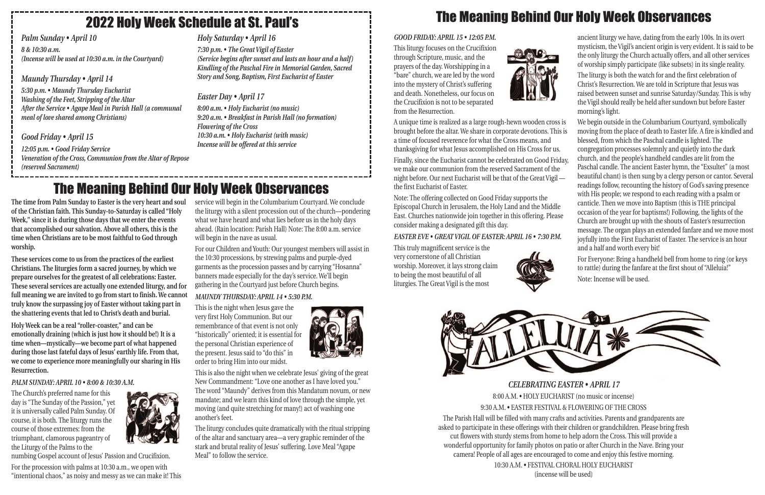# 2022 Holy Week Schedule at St. Paul's

*Palm Sunday • April 10*

*8 & 10:30 a.m.*
*(Incense will be used at 10:30 a.m. in the Courtyard)*

*Maundy Thursday • April 14*

*5:30 p.m. • Maundy Thursday Eucharist*
*Washing of the Feet, Stripping of the Altar*
*After the Service • Agape Meal in Parish Hall (a communal meal of love shared among Christians)*

*Good Friday • April 15*

*12:05 p.m. • Good Friday Service*
*Veneration of the Cross, Communion from the Altar of Repose (reserved Sacrament)*

*Holy Saturday • April 16*

*7:30 p.m. • The Great Vigil of Easter*
*(Service begins after sunset and lasts an hour and a half)*
*Kindling of the Paschal Fire in Memorial Garden, Sacred Story and Song, Baptism, First Eucharist of Easter*

*Easter Day • April 17*

*8:00 a.m. • Holy Eucharist (no music)*
*9:20 a.m. • Breakfast in Parish Hall (no formation)*
*Flowering of the Cross*
*10:30 a.m. • Holy Eucharist (with music)*
*Incense will be offered at this service*

# The Meaning Behind Our Holy Week Observances

**The time from Palm Sunday to Easter is the very heart and soul of the Christian faith. This Sunday-to-Saturday is called "Holy Week," since it is during those days that we enter the events that accomplished our salvation. Above all others, this is the time when Christians are to be most faithful to God through worship.**

**These services come to us from the practices of the earliest Christians. The liturgies form a sacred journey, by which we prepare ourselves for the greatest of all celebrations: Easter. These several services are actually one extended liturgy, and for full meaning we are invited to go from start to finish. We cannot truly know the surpassing joy of Easter without taking part in the shattering events that led to Christ's death and burial.**

**Holy Week can be a real "roller-coaster," and can be emotionally draining (which is just how it should be!) It is a time when—mystically—we become part of what happened during those last fateful days of Jesus' earthly life. From that, we come to experience more meaningfully our sharing in His Resurrection.**

*PALM SUNDAY: APRIL 10 • 8:00 & 10:30 A.M.*

The Church's preferred name for this day is "The Sunday of the Passion," yet it is universally called Palm Sunday. Of course, it is both. The liturgy runs the course of those extremes: from the triumphant, clamorous pageantry of the Liturgy of the Palms to the numbing Gospel account of Jesus' Passion and Crucifixion.

For the procession with palms at 10:30 a.m., we open with "intentional chaos," as noisy and messy as we can make it! This service will begin in the Columbarium Courtyard. We conclude the liturgy with a silent procession out of the church—pondering what we have heard and what lies before us in the holy days ahead. (Rain location: Parish Hall) Note: The 8:00 a.m. service will begin in the nave as usual.

For our Children and Youth: Our youngest members will assist in the 10:30 processions, by strewing palms and purple-dyed garments as the procession passes and by carrying "Hosanna" banners made especially for the day's service. We'll begin gathering in the Courtyard just before Church begins.

*MAUNDY THURSDAY: APRIL 14 • 5:30 P.M.*

This is the night when Jesus gave the very first Holy Communion. But our remembrance of that event is not only "historically" oriented; it is essential for the personal Christian experience of the present. Jesus said to "do this" in order to bring Him into our midst.

This is also the night when we celebrate Jesus' giving of the great New Commandment: "Love one another as I have loved you." The word "Maundy" derives from this Mandatum novum, or new mandate; and we learn this kind of love through the simple, yet moving (and quite stretching for many!) act of washing one another's feet.

The liturgy concludes quite dramatically with the ritual stripping of the altar and sanctuary area—a very graphic reminder of the stark and brutal reality of Jesus' suffering. Love Meal "Agape Meal" to follow the service.

# The Meaning Behind Our Holy Week Observances

*GOOD FRIDAY: APRIL 15 • 12:05 P.M.*

This liturgy focuses on the Crucifixion through Scripture, music, and the prayers of the day. Worshipping in a "bare" church, we are led by the word into the mystery of Christ's suffering and death. Nonetheless, our focus on the Crucifixion is not to be separated from the Resurrection.

A unique time is realized as a large rough-hewn wooden cross is brought before the altar. We share in corporate devotions. This is a time of focused reverence for what the Cross means, and thanksgiving for what Jesus accomplished on His Cross for us.

Finally, since the Eucharist cannot be celebrated on Good Friday, we make our communion from the reserved Sacrament of the night before. Our next Eucharist will be that of the Great Vigil — the first Eucharist of Easter.

Note: The offering collected on Good Friday supports the Episcopal Church in Jerusalem, the Holy Land and the Middle East. Churches nationwide join together in this offering. Please consider making a designated gift this day.

*EASTER EVE • GREAT VIGIL OF EASTER: APRIL 16 • 7:30 P.M.*

This truly magnificent service is the very cornerstone of all Christian worship. Moreover, it lays strong claim to being the most beautiful of all liturgies. The Great Vigil is the most ancient liturgy we have, dating from the early 100s. In its overt mysticism, the Vigil's ancient origin is very evident. It is said to be the only liturgy the Church actually offers, and all other services of worship simply participate (like subsets) in its single reality.

The liturgy is both the watch for and the first celebration of Christ's Resurrection. We are told in Scripture that Jesus was raised between sunset and sunrise Saturday/Sunday. This is why the Vigil should really be held after sundown but before Easter morning's light.

We begin outside in the Columbarium Courtyard, symbolically moving from the place of death to Easter life. A fire is kindled and blessed, from which the Paschal candle is lighted. The congregation processes solemnly and quietly into the dark church, and the people's handheld candles are lit from the Paschal candle. The ancient Easter hymn, the "Exsultet" (a most beautiful chant) is then sung by a clergy person or cantor. Several readings follow, recounting the history of God's saving presence with His people; we respond to each reading with a psalm or canticle. Then we move into Baptism (this is THE principal occasion of the year for baptisms!) Following, the lights of the Church are brought up with the shouts of Easter's resurrection message. The organ plays an extended fanfare and we move most joyfully into the First Eucharist of Easter. The service is an hour and a half and worth every bit!

For Everyone: Bring a handheld bell from home to ring (or keys to rattle) during the fanfare at the first shout of "Alleluia!"

Note: Incense will be used.

ALLELUIA

*CELEBRATING EASTER • APRIL 17*

8:00 A.M. • HOLY EUCHARIST (no music or incense)

9:30 A.M. • EASTER FESTIVAL & FLOWERING OF THE CROSS

The Parish Hall will be filled with many crafts and activities. Parents and grandparents are asked to participate in these offerings with their children or grandchildren. Please bring fresh cut flowers with sturdy stems from home to help adorn the Cross. This will provide a wonderful opportunity for family photos on patio or after Church in the Nave. Bring your camera! People of all ages are encouraged to come and enjoy this festive morning.

10:30 A.M. • FESTIVAL CHORAL HOLY EUCHARIST
(incense will be used)